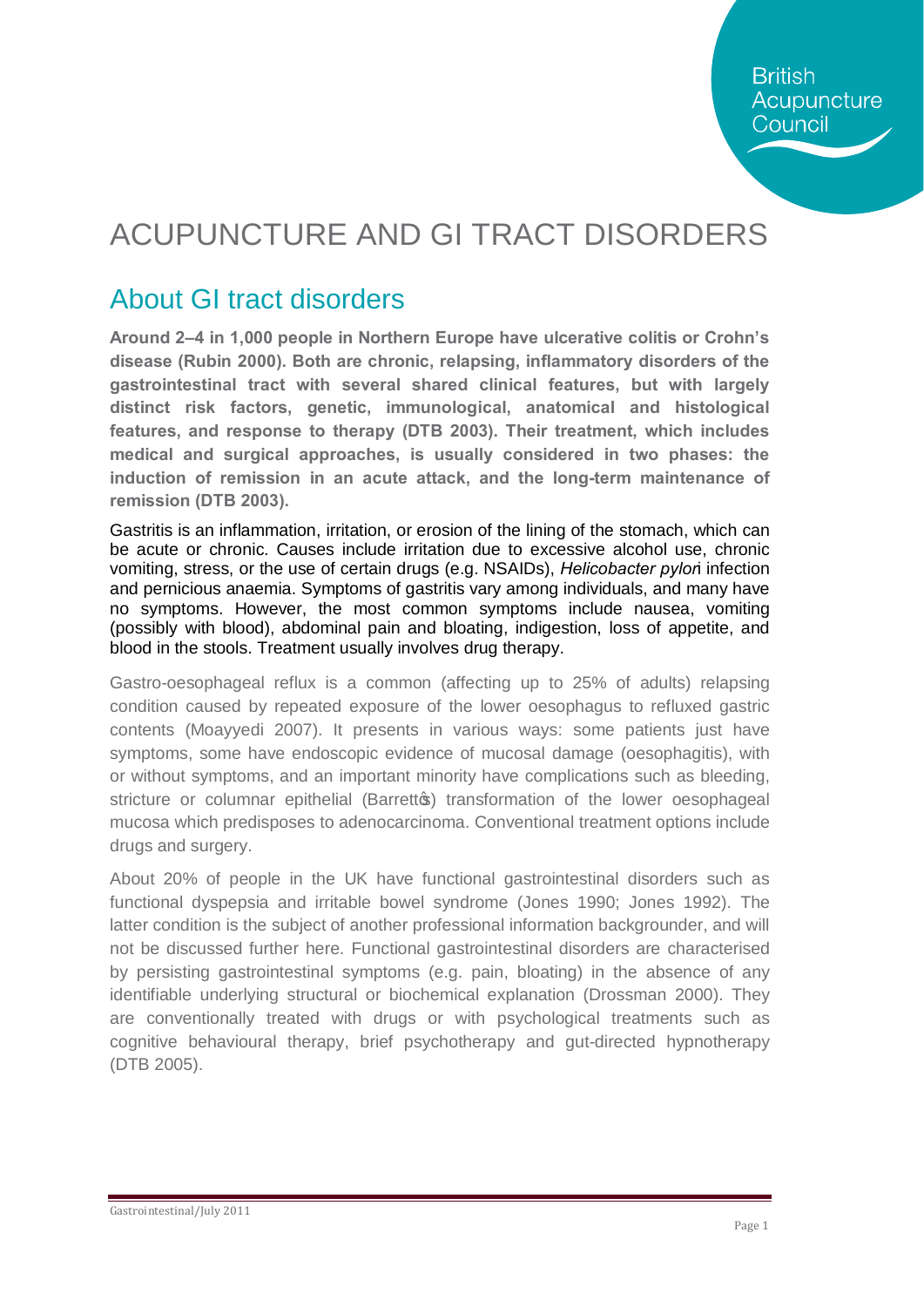British Acupuncture Council

# ACUPUNCTURE AND GI TRACT DISORDERS

## About GI tract disorders

**Around 2–4 in 1,000 people in Northern Europe have ulcerative colitis or Crohn's disease (Rubin 2000). Both are chronic, relapsing, inflammatory disorders of the gastrointestinal tract with several shared clinical features, but with largely distinct risk factors, genetic, immunological, anatomical and histological features, and response to therapy (DTB 2003). Their treatment, which includes medical and surgical approaches, is usually considered in two phases: the induction of remission in an acute attack, and the long-term maintenance of remission (DTB 2003).**

Gastritis is an inflammation, irritation, or erosion of the lining of the stomach, which can be acute or chronic. Causes include irritation due to excessive alcohol use, chronic vomiting, stress, or the use of certain drugs (e.g. NSAIDs), *Helicobacter pylori* infection and pernicious anaemia. Symptoms of gastritis vary among individuals, and many have no symptoms. However, the most common symptoms include nausea, vomiting (possibly with blood), abdominal pain and bloating, indigestion, loss of appetite, and blood in the stools. Treatment usually involves drug therapy.

Gastro-oesophageal reflux is a common (affecting up to 25% of adults) relapsing condition caused by repeated exposure of the lower oesophagus to refluxed gastric contents (Moayyedi 2007). It presents in various ways: some patients just have symptoms, some have endoscopic evidence of mucosal damage (oesophagitis), with or without symptoms, and an important minority have complications such as bleeding, stricture or columnar epithelial (Barrett's) transformation of the lower oesophageal mucosa which predisposes to adenocarcinoma. Conventional treatment options include drugs and surgery.

About 20% of people in the UK have functional gastrointestinal disorders such as functional dyspepsia and irritable bowel syndrome (Jones 1990; Jones 1992). The latter condition is the subject of another professional information backgrounder, and will not be discussed further here. Functional gastrointestinal disorders are characterised by persisting gastrointestinal symptoms (e.g. pain, bloating) in the absence of any identifiable underlying structural or biochemical explanation (Drossman 2000). They are conventionally treated with drugs or with psychological treatments such as cognitive behavioural therapy, brief psychotherapy and gut-directed hypnotherapy (DTB 2005).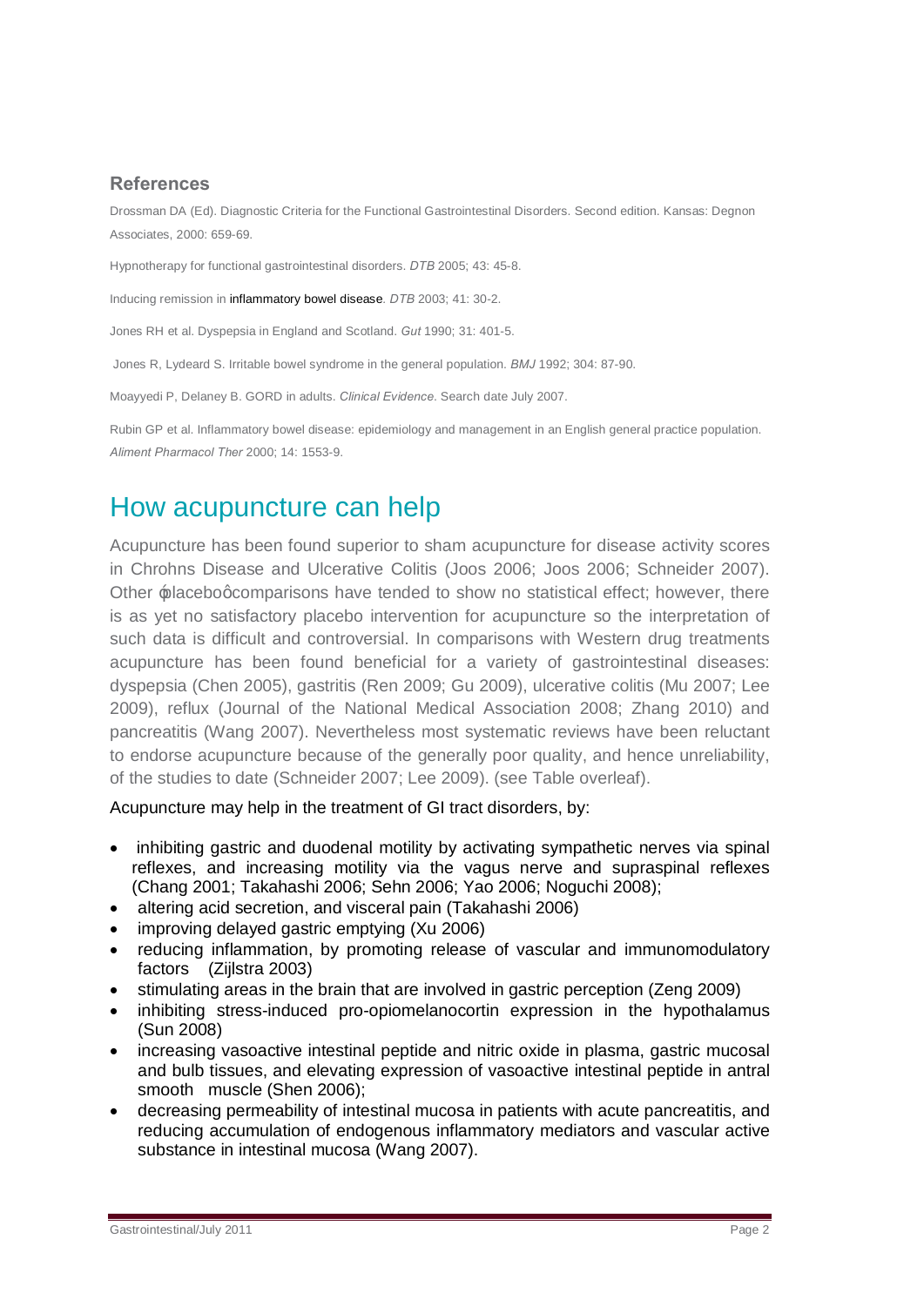## References

Drossman DA (Ed). Diagnostic Criteria for the Functional Gastrointestinal Disorders. Second edition. Kansas: Degnon Associates, 2000: 659-69.

Hypnotherapy for functional gastrointestinal disorders. *DTB* 2005; 43: 45-8.

Inducing remission in inflammatory bowel disease. *DTB* 2003; 41: 30-2.

Jones RH et al. Dyspepsia in England and Scotland. *Gut* 1990; 31: 401-5.

Jones R, Lydeard S. Irritable bowel syndrome in the general population. *BMJ* 1992; 304: 87-90.

Moayyedi P, Delaney B. GORD in adults. *Clinical Evidence*. Search date July 2007.

Rubin GP et al. Inflammatory bowel disease: epidemiology and management in an English general practice population. *Aliment Pharmacol Ther* 2000; 14: 1553-9.

# How acupuncture can help

Acupuncture has been found superior to sham acupuncture for disease activity scores in Chrohns Disease and Ulcerative Colitis (Joos 2006; Joos 2006; Schneider 2007). Other ‘placebo’ comparisons have tended to show no statistical effect; however, there is as yet no satisfactory placebo intervention for acupuncture so the interpretation of such data is difficult and controversial. In comparisons with Western drug treatments acupuncture has been found beneficial for a variety of gastrointestinal diseases: dyspepsia (Chen 2005), gastritis (Ren 2009; Gu 2009), ulcerative colitis (Mu 2007; Lee 2009), reflux (Journal of the National Medical Association 2008; Zhang 2010) and pancreatitis (Wang 2007). Nevertheless most systematic reviews have been reluctant to endorse acupuncture because of the generally poor quality, and hence unreliability, of the studies to date (Schneider 2007; Lee 2009). (see Table overleaf).

Acupuncture may help in the treatment of GI tract disorders, by:

- inhibiting gastric and duodenal motility by activating sympathetic nerves via spinal reflexes, and increasing motility via the vagus nerve and supraspinal reflexes (Chang 2001; Takahashi 2006; Sehn 2006; Yao 2006; Noguchi 2008);
- altering acid secretion, and visceral pain (Takahashi 2006)
- improving delayed gastric emptying (Xu 2006)
- reducing inflammation, by promoting release of vascular and immunomodulatory factors (Zijlstra 2003)
- stimulating areas in the brain that are involved in gastric perception (Zeng 2009)
- inhibiting stress-induced pro-opiomelanocortin expression in the hypothalamus (Sun 2008)
- increasing vasoactive intestinal peptide and nitric oxide in plasma, gastric mucosal and bulb tissues, and elevating expression of vasoactive intestinal peptide in antral smooth muscle (Shen 2006);
- decreasing permeability of intestinal mucosa in patients with acute pancreatitis, and reducing accumulation of endogenous inflammatory mediators and vascular active substance in intestinal mucosa (Wang 2007).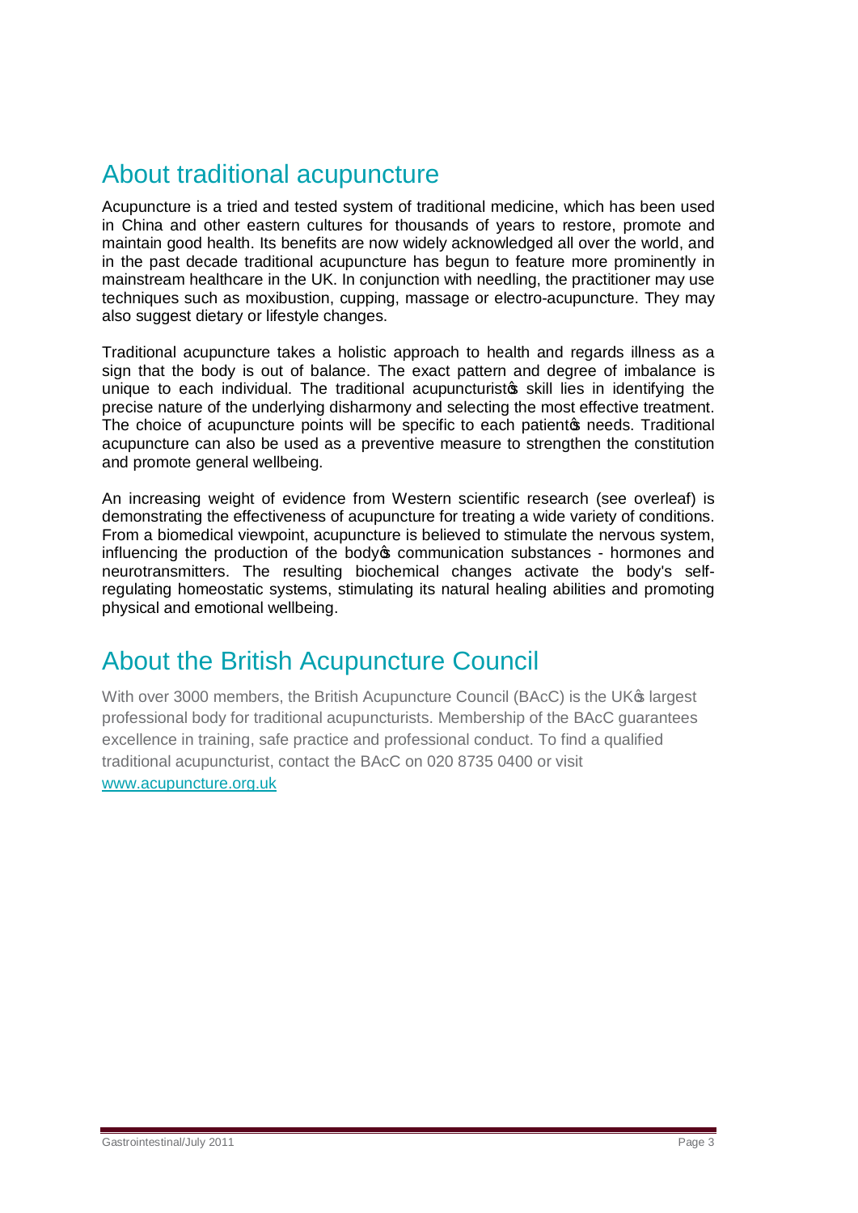## About traditional acupuncture

Acupuncture is a tried and tested system of traditional medicine, which has been used in China and other eastern cultures for thousands of years to restore, promote and maintain good health. Its benefits are now widely acknowledged all over the world, and in the past decade traditional acupuncture has begun to feature more prominently in mainstream healthcare in the UK. In conjunction with needling, the practitioner may use techniques such as moxibustion, cupping, massage or electro-acupuncture. They may also suggest dietary or lifestyle changes.

Traditional acupuncture takes a holistic approach to health and regards illness as a sign that the body is out of balance. The exact pattern and degree of imbalance is unique to each individual. The traditional acupuncturist's skill lies in identifying the precise nature of the underlying disharmony and selecting the most effective treatment. The choice of acupuncture points will be specific to each patient's needs. Traditional acupuncture can also be used as a preventive measure to strengthen the constitution and promote general wellbeing.

An increasing weight of evidence from Western scientific research (see overleaf) is demonstrating the effectiveness of acupuncture for treating a wide variety of conditions. From a biomedical viewpoint, acupuncture is believed to stimulate the nervous system, influencing the production of the body's communication substances - hormones and neurotransmitters. The resulting biochemical changes activate the body's self-regulating homeostatic systems, stimulating its natural healing abilities and promoting physical and emotional wellbeing.

## About the British Acupuncture Council

With over 3000 members, the British Acupuncture Council (BAcC) is the UK's largest professional body for traditional acupuncturists. Membership of the BAcC guarantees excellence in training, safe practice and professional conduct. To find a qualified traditional acupuncturist, contact the BAcC on 020 8735 0400 or visit www.acupuncture.org.uk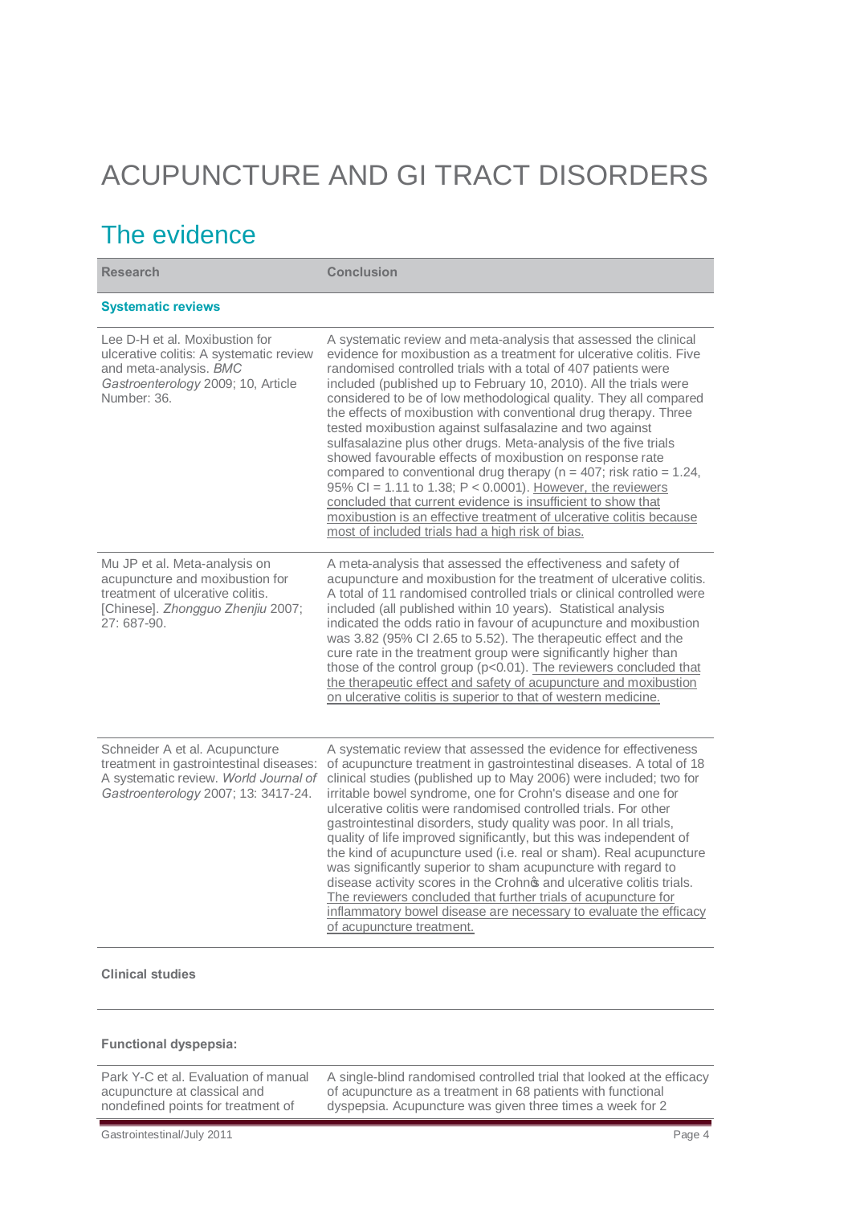# ACUPUNCTURE AND GI TRACT DISORDERS

## The evidence

| Research | Conclusion |
|---|---|
| **Systematic reviews** | |
| Lee D-H et al. Moxibustion for ulcerative colitis: A systematic review and meta-analysis. *BMC Gastroenterology* 2009; 10, Article Number: 36. | A systematic review and meta-analysis that assessed the clinical evidence for moxibustion as a treatment for ulcerative colitis. Five randomised controlled trials with a total of 407 patients were included (published up to February 10, 2010). All the trials were considered to be of low methodological quality. They all compared the effects of moxibustion with conventional drug therapy. Three tested moxibustion against sulfasalazine and two against sulfasalazine plus other drugs. Meta-analysis of the five trials showed favourable effects of moxibustion on response rate compared to conventional drug therapy (n = 407; risk ratio = 1.24, 95% CI = 1.11 to 1.38; P < 0.0001). However, the reviewers concluded that current evidence is insufficient to show that moxibustion is an effective treatment of ulcerative colitis because most of included trials had a high risk of bias. |
| Mu JP et al. Meta-analysis on acupuncture and moxibustion for treatment of ulcerative colitis. [Chinese]. *Zhongguo Zhenjiu* 2007; 27: 687-90. | A meta-analysis that assessed the effectiveness and safety of acupuncture and moxibustion for the treatment of ulcerative colitis. A total of 11 randomised controlled trials or clinical controlled were included (all published within 10 years). Statistical analysis indicated the odds ratio in favour of acupuncture and moxibustion was 3.82 (95% CI 2.65 to 5.52). The therapeutic effect and the cure rate in the treatment group were significantly higher than those of the control group (p<0.01). The reviewers concluded that the therapeutic effect and safety of acupuncture and moxibustion on ulcerative colitis is superior to that of western medicine. |
| Schneider A et al. Acupuncture treatment in gastrointestinal diseases: A systematic review. *World Journal of Gastroenterology* 2007; 13: 3417-24. | A systematic review that assessed the evidence for effectiveness of acupuncture treatment in gastrointestinal diseases. A total of 18 clinical studies (published up to May 2006) were included; two for irritable bowel syndrome, one for Crohn's disease and one for ulcerative colitis were randomised controlled trials. For other gastrointestinal disorders, study quality was poor. In all trials, quality of life improved significantly, but this was independent of the kind of acupuncture used (i.e. real or sham). Real acupuncture was significantly superior to sham acupuncture with regard to disease activity scores in the Crohn's and ulcerative colitis trials. The reviewers concluded that further trials of acupuncture for inflammatory bowel disease are necessary to evaluate the efficacy of acupuncture treatment. |
| **Clinical studies** | |
| **Functional dyspepsia:** | |
| Park Y-C et al. Evaluation of manual acupuncture at classical and nondefined points for treatment of | A single-blind randomised controlled trial that looked at the efficacy of acupuncture as a treatment in 68 patients with functional dyspepsia. Acupuncture was given three times a week for 2 |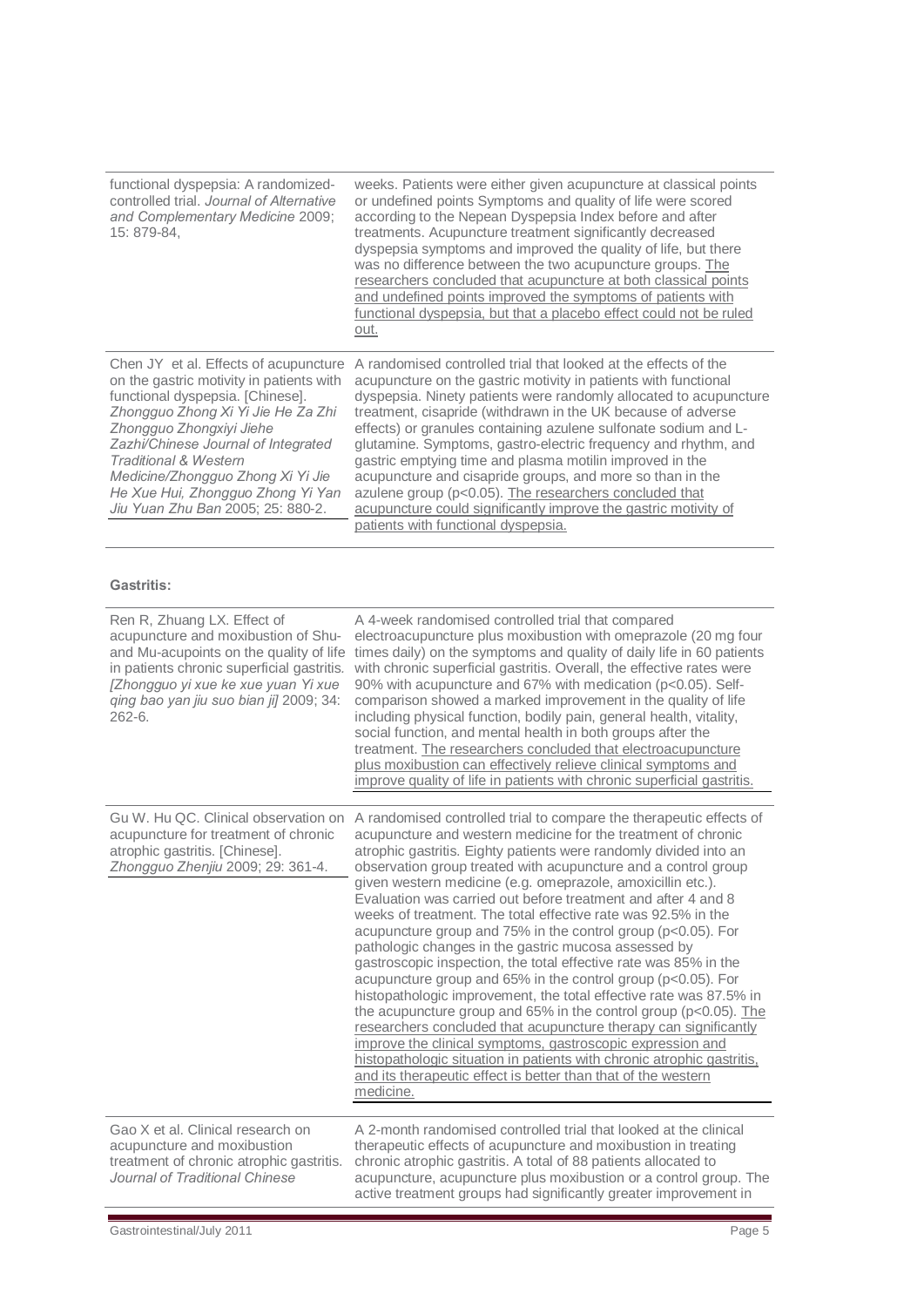| | |
|---|---|
| functional dyspepsia: A randomized-controlled trial. *Journal of Alternative and Complementary Medicine* 2009; 15: 879-84, | weeks. Patients were either given acupuncture at classical points or undefined points Symptoms and quality of life were scored according to the Nepean Dyspepsia Index before and after treatments. Acupuncture treatment significantly decreased dyspepsia symptoms and improved the quality of life, but there was no difference between the two acupuncture groups. The researchers concluded that acupuncture at both classical points and undefined points improved the symptoms of patients with functional dyspepsia, but that a placebo effect could not be ruled out. |
| Chen JY et al. Effects of acupuncture on the gastric motivity in patients with functional dyspepsia. [Chinese]. *Zhongguo Zhong Xi Yi Jie He Za Zhi Zhongguo Zhongxiyi Jiehe Zazhi/Chinese Journal of Integrated Traditional & Western Medicine/Zhongguo Zhong Xi Yi Jie He Xue Hui, Zhongguo Zhong Yi Yan Jiu Yuan Zhu Ban* 2005; 25: 880-2. | A randomised controlled trial that looked at the effects of the acupuncture on the gastric motivity in patients with functional dyspepsia. Ninety patients were randomly allocated to acupuncture treatment, cisapride (withdrawn in the UK because of adverse effects) or granules containing azulene sulfonate sodium and L-glutamine. Symptoms, gastro-electric frequency and rhythm, and gastric emptying time and plasma motilin improved in the acupuncture and cisapride groups, and more so than in the azulene group ($p<0.05$). The researchers concluded that acupuncture could significantly improve the gastric motivity of patients with functional dyspepsia. |

**Gastritis:**

| | |
|---|---|
| Ren R, Zhuang LX. Effect of acupuncture and moxibustion of Shu- and Mu-acupoints on the quality of life in patients chronic superficial gastritis. *[Zhongguo yi xue ke xue yuan Yi xue qing bao yan jiu suo bian ji]* 2009; 34: 262-6. | A 4-week randomised controlled trial that compared electroacupuncture plus moxibustion with omeprazole (20 mg four times daily) on the symptoms and quality of daily life in 60 patients with chronic superficial gastritis. Overall, the effective rates were 90% with acupuncture and 67% with medication ($p<0.05$). Self-comparison showed a marked improvement in the quality of life including physical function, bodily pain, general health, vitality, social function, and mental health in both groups after the treatment. The researchers concluded that electroacupuncture plus moxibustion can effectively relieve clinical symptoms and improve quality of life in patients with chronic superficial gastritis. |
| Gu W. Hu QC. Clinical observation on acupuncture for treatment of chronic atrophic gastritis. [Chinese]. *Zhongguo Zhenjiu* 2009; 29: 361-4. | A randomised controlled trial to compare the therapeutic effects of acupuncture and western medicine for the treatment of chronic atrophic gastritis. Eighty patients were randomly divided into an observation group treated with acupuncture and a control group given western medicine (e.g. omeprazole, amoxicillin etc.). Evaluation was carried out before treatment and after 4 and 8 weeks of treatment. The total effective rate was 92.5% in the acupuncture group and 75% in the control group ($p<0.05$). For pathologic changes in the gastric mucosa assessed by gastroscopic inspection, the total effective rate was 85% in the acupuncture group and 65% in the control group ($p<0.05$). For histopathologic improvement, the total effective rate was 87.5% in the acupuncture group and 65% in the control group ($p<0.05$). The researchers concluded that acupuncture therapy can significantly improve the clinical symptoms, gastroscopic expression and histopathologic situation in patients with chronic atrophic gastritis, and its therapeutic effect is better than that of the western medicine. |
| Gao X et al. Clinical research on acupuncture and moxibustion treatment of chronic atrophic gastritis. *Journal of Traditional Chinese* | A 2-month randomised controlled trial that looked at the clinical therapeutic effects of acupuncture and moxibustion in treating chronic atrophic gastritis. A total of 88 patients allocated to acupuncture, acupuncture plus moxibustion or a control group. The active treatment groups had significantly greater improvement in |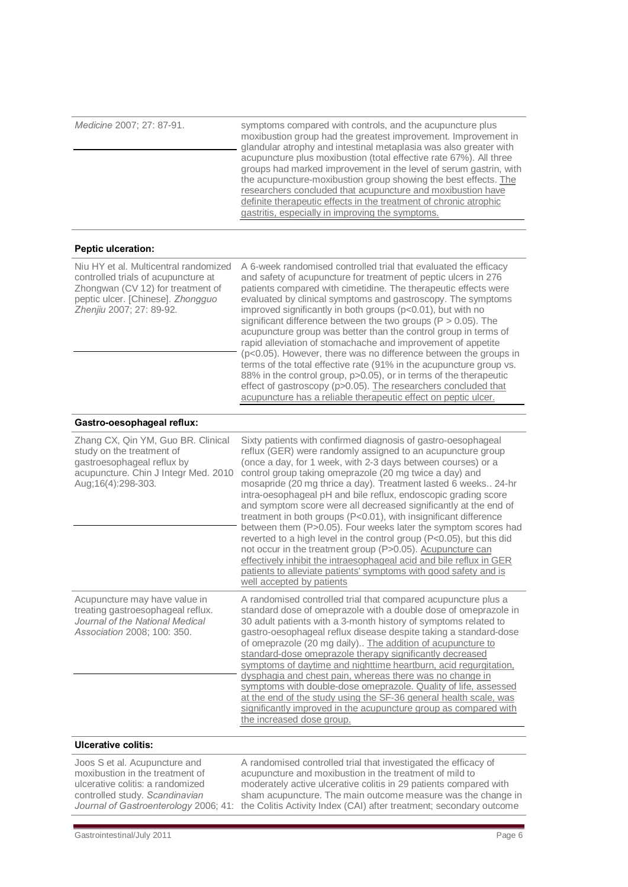| | |
|---|---|
| *Medicine* 2007; 27: 87-91. | symptoms compared with controls, and the acupuncture plus moxibustion group had the greatest improvement. Improvement in glandular atrophy and intestinal metaplasia was also greater with acupuncture plus moxibustion (total effective rate 67%). All three groups had marked improvement in the level of serum gastrin, with the acupuncture-moxibustion group showing the best effects. The researchers concluded that acupuncture and moxibustion have definite therapeutic effects in the treatment of chronic atrophic gastritis, especially in improving the symptoms. |

**Peptic ulceration:**

| | |
|---|---|
| Niu HY et al. Multicentral randomized controlled trials of acupuncture at Zhongwan (CV 12) for treatment of peptic ulcer. [Chinese]. *Zhongguo Zhenjiu* 2007; 27: 89-92. | A 6-week randomised controlled trial that evaluated the efficacy and safety of acupuncture for treatment of peptic ulcers in 276 patients compared with cimetidine. The therapeutic effects were evaluated by clinical symptoms and gastroscopy. The symptoms improved significantly in both groups ($p<0.01$), but with no significant difference between the two groups ($P > 0.05$). The acupuncture group was better than the control group in terms of rapid alleviation of stomachache and improvement of appetite ($p<0.05$). However, there was no difference between the groups in terms of the total effective rate (91% in the acupuncture group vs. 88% in the control group, $p>0.05$), or in terms of the therapeutic effect of gastroscopy ($p>0.05$). The researchers concluded that acupuncture has a reliable therapeutic effect on peptic ulcer. |

**Gastro-oesophageal reflux:**

| | |
|---|---|
| Zhang CX, Qin YM, Guo BR. Clinical study on the treatment of gastroesophageal reflux by acupuncture. Chin J Integr Med. 2010 Aug;16(4):298-303. | Sixty patients with confirmed diagnosis of gastro-oesophageal reflux (GER) were randomly assigned to an acupuncture group (once a day, for 1 week, with 2-3 days between courses) or a control group taking omeprazole (20 mg twice a day) and mosapride (20 mg thrice a day). Treatment lasted 6 weeks.. 24-hr intra-oesophageal pH and bile reflux, endoscopic grading score and symptom score were all decreased significantly at the end of treatment in both groups ($P<0.01$), with insignificant difference between them ($P>0.05$). Four weeks later the symptom scores had reverted to a high level in the control group ($P<0.05$), but this did not occur in the treatment group ($P>0.05$). Acupuncture can effectively inhibit the intraesophageal acid and bile reflux in GER patients to alleviate patients' symptoms with good safety and is well accepted by patients |
| Acupuncture may have value in treating gastroesophageal reflux. *Journal of the National Medical Association* 2008; 100: 350. | A randomised controlled trial that compared acupuncture plus a standard dose of omeprazole with a double dose of omeprazole in 30 adult patients with a 3-month history of symptoms related to gastro-oesophageal reflux disease despite taking a standard-dose of omeprazole (20 mg daily).. The addition of acupuncture to standard-dose omeprazole therapy significantly decreased symptoms of daytime and nighttime heartburn, acid regurgitation, dysphagia and chest pain, whereas there was no change in symptoms with double-dose omeprazole. Quality of life, assessed at the end of the study using the SF-36 general health scale, was significantly improved in the acupuncture group as compared with the increased dose group. |

**Ulcerative colitis:**

| | |
|---|---|
| Joos S et al. Acupuncture and moxibustion in the treatment of ulcerative colitis: a randomized controlled study. *Scandinavian Journal of Gastroenterology* 2006; 41: | A randomised controlled trial that investigated the efficacy of acupuncture and moxibustion in the treatment of mild to moderately active ulcerative colitis in 29 patients compared with sham acupuncture. The main outcome measure was the change in the Colitis Activity Index (CAI) after treatment; secondary outcome |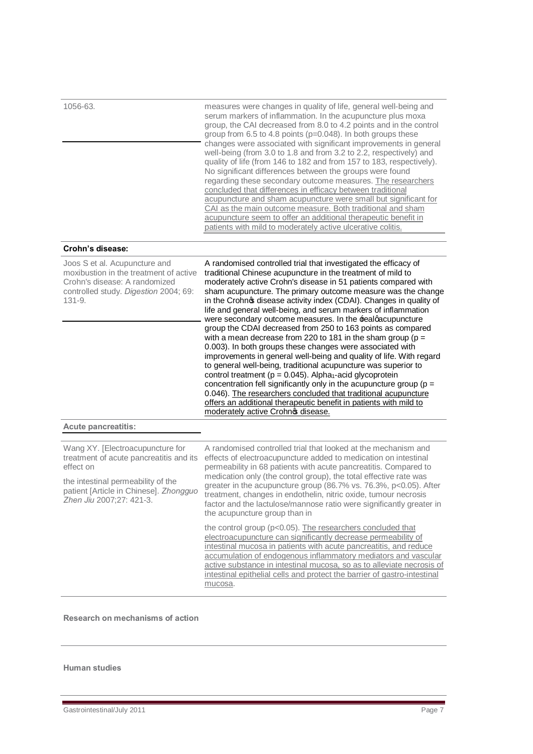| | |
|---|---|
| 1056-63. | measures were changes in quality of life, general well-being and serum markers of inflammation. In the acupuncture plus moxa group, the CAI decreased from 8.0 to 4.2 points and in the control group from 6.5 to 4.8 points (p=0.048). In both groups these changes were associated with significant improvements in general well-being (from 3.0 to 1.8 and from 3.2 to 2.2, respectively) and quality of life (from 146 to 182 and from 157 to 183, respectively). No significant differences between the groups were found regarding these secondary outcome measures. The researchers concluded that differences in efficacy between traditional acupuncture and sham acupuncture were small but significant for CAI as the main outcome measure. Both traditional and sham acupuncture seem to offer an additional therapeutic benefit in patients with mild to moderately active ulcerative colitis. |
| **Crohn's disease:** | |
| Joos S et al. Acupuncture and moxibustion in the treatment of active Crohn's disease: A randomized controlled study. *Digestion* 2004; 69: 131-9. | A randomised controlled trial that investigated the efficacy of traditional Chinese acupuncture in the treatment of mild to moderately active Crohn's disease in 51 patients compared with sham acupuncture. The primary outcome measure was the change in the Crohn's disease activity index (CDAI). Changes in quality of life and general well-being, and serum markers of inflammation were secondary outcome measures. In the 'real' acupuncture group the CDAI decreased from 250 to 163 points as compared with a mean decrease from 220 to 181 in the sham group (p = 0.003). In both groups these changes were associated with improvements in general well-being and quality of life. With regard to general well-being, traditional acupuncture was superior to control treatment (p = 0.045). Alpha$_1$-acid glycoprotein concentration fell significantly only in the acupuncture group (p = 0.046). The researchers concluded that traditional acupuncture offers an additional therapeutic benefit in patients with mild to moderately active Crohn's disease. |
| **Acute pancreatitis:** | |
| Wang XY. [Electroacupuncture for treatment of acute pancreatitis and its effect on the intestinal permeability of the patient [Article in Chinese]. *Zhongguo Zhen Jiu* 2007;27: 421-3. | A randomised controlled trial that looked at the mechanism and effects of electroacupuncture added to medication on intestinal permeability in 68 patients with acute pancreatitis. Compared to medication only (the control group), the total effective rate was greater in the acupuncture group (86.7% vs. 76.3%, p<0.05). After treatment, changes in endothelin, nitric oxide, tumour necrosis factor and the lactulose/mannose ratio were significantly greater in the acupuncture group than in the control group (p<0.05). The researchers concluded that electroacupuncture can significantly decrease permeability of intestinal mucosa in patients with acute pancreatitis, and reduce accumulation of endogenous inflammatory mediators and vascular active substance in intestinal mucosa, so as to alleviate necrosis of intestinal epithelial cells and protect the barrier of gastro-intestinal mucosa. |

**Research on mechanisms of action**

**Human studies**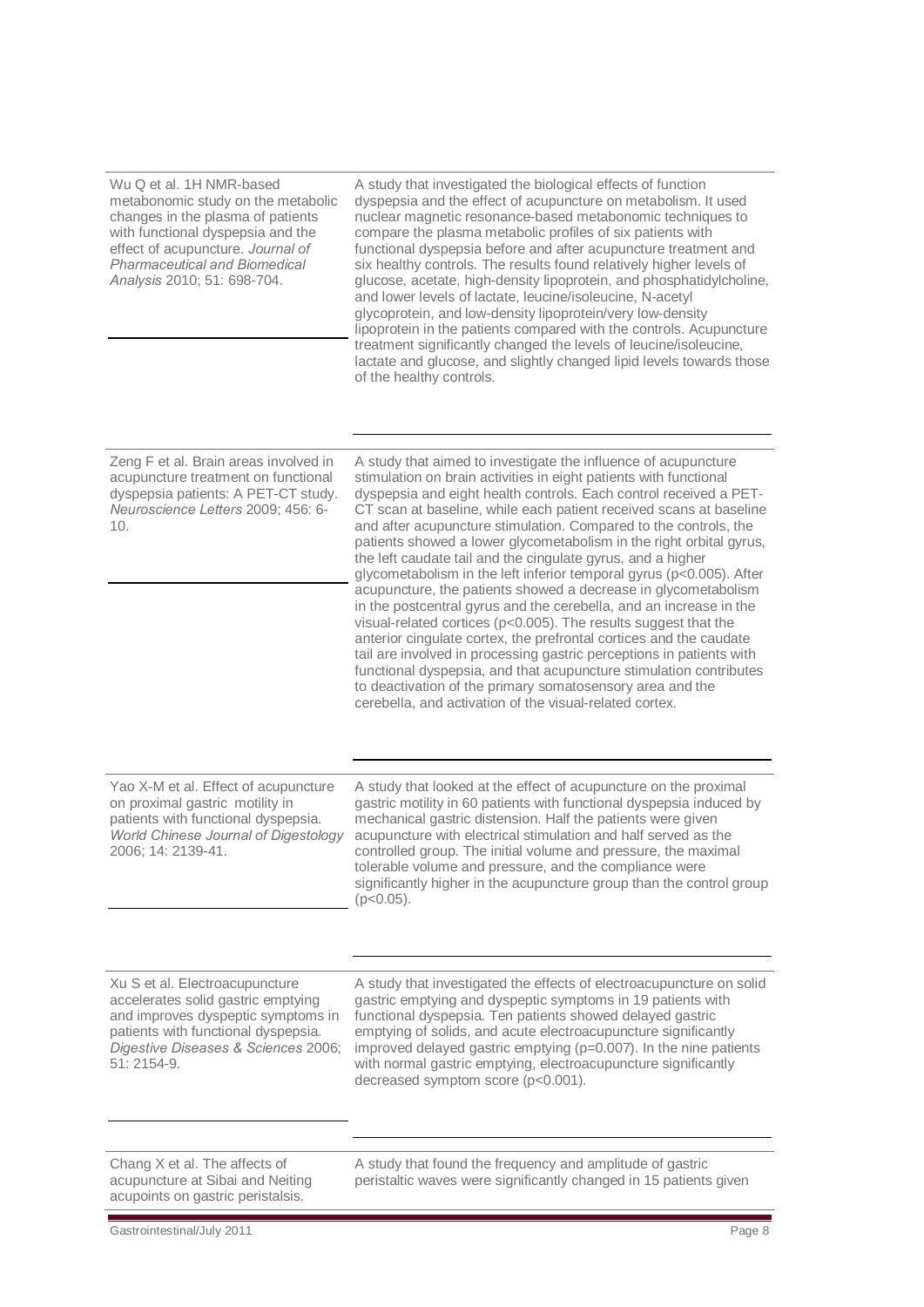| | |
|---|---|
| Wu Q et al. 1H NMR-based metabonomic study on the metabolic changes in the plasma of patients with functional dyspepsia and the effect of acupuncture. *Journal of Pharmaceutical and Biomedical Analysis* 2010; 51: 698-704. | A study that investigated the biological effects of function dyspepsia and the effect of acupuncture on metabolism. It used nuclear magnetic resonance-based metabonomic techniques to compare the plasma metabolic profiles of six patients with functional dyspepsia before and after acupuncture treatment and six healthy controls. The results found relatively higher levels of glucose, acetate, high-density lipoprotein, and phosphatidylcholine, and lower levels of lactate, leucine/isoleucine, N-acetyl glycoprotein, and low-density lipoprotein/very low-density lipoprotein in the patients compared with the controls. Acupuncture treatment significantly changed the levels of leucine/isoleucine, lactate and glucose, and slightly changed lipid levels towards those of the healthy controls. |
| Zeng F et al. Brain areas involved in acupuncture treatment on functional dyspepsia patients: A PET-CT study. *Neuroscience Letters* 2009; 456: 6-10. | A study that aimed to investigate the influence of acupuncture stimulation on brain activities in eight patients with functional dyspepsia and eight health controls. Each control received a PET-CT scan at baseline, while each patient received scans at baseline and after acupuncture stimulation. Compared to the controls, the patients showed a lower glycometabolism in the right orbital gyrus, the left caudate tail and the cingulate gyrus, and a higher glycometabolism in the left inferior temporal gyrus ($p<0.005$). After acupuncture, the patients showed a decrease in glycometabolism in the postcentral gyrus and the cerebella, and an increase in the visual-related cortices ($p<0.005$). The results suggest that the anterior cingulate cortex, the prefrontal cortices and the caudate tail are involved in processing gastric perceptions in patients with functional dyspepsia, and that acupuncture stimulation contributes to deactivation of the primary somatosensory area and the cerebella, and activation of the visual-related cortex. |
| Yao X-M et al. Effect of acupuncture on proximal gastric motility in patients with functional dyspepsia. *World Chinese Journal of Digestology* 2006; 14: 2139-41. | A study that looked at the effect of acupuncture on the proximal gastric motility in 60 patients with functional dyspepsia induced by mechanical gastric distension. Half the patients were given acupuncture with electrical stimulation and half served as the controlled group. The initial volume and pressure, the maximal tolerable volume and pressure, and the compliance were significantly higher in the acupuncture group than the control group ($p<0.05$). |
| Xu S et al. Electroacupuncture accelerates solid gastric emptying and improves dyspeptic symptoms in patients with functional dyspepsia. *Digestive Diseases & Sciences* 2006; 51: 2154-9. | A study that investigated the effects of electroacupuncture on solid gastric emptying and dyspeptic symptoms in 19 patients with functional dyspepsia. Ten patients showed delayed gastric emptying of solids, and acute electroacupuncture significantly improved delayed gastric emptying ($p=0.007$). In the nine patients with normal gastric emptying, electroacupuncture significantly decreased symptom score ($p<0.001$). |
| Chang X et al. The affects of acupuncture at Sibai and Neiting acupoints on gastric peristalsis. | A study that found the frequency and amplitude of gastric peristaltic waves were significantly changed in 15 patients given |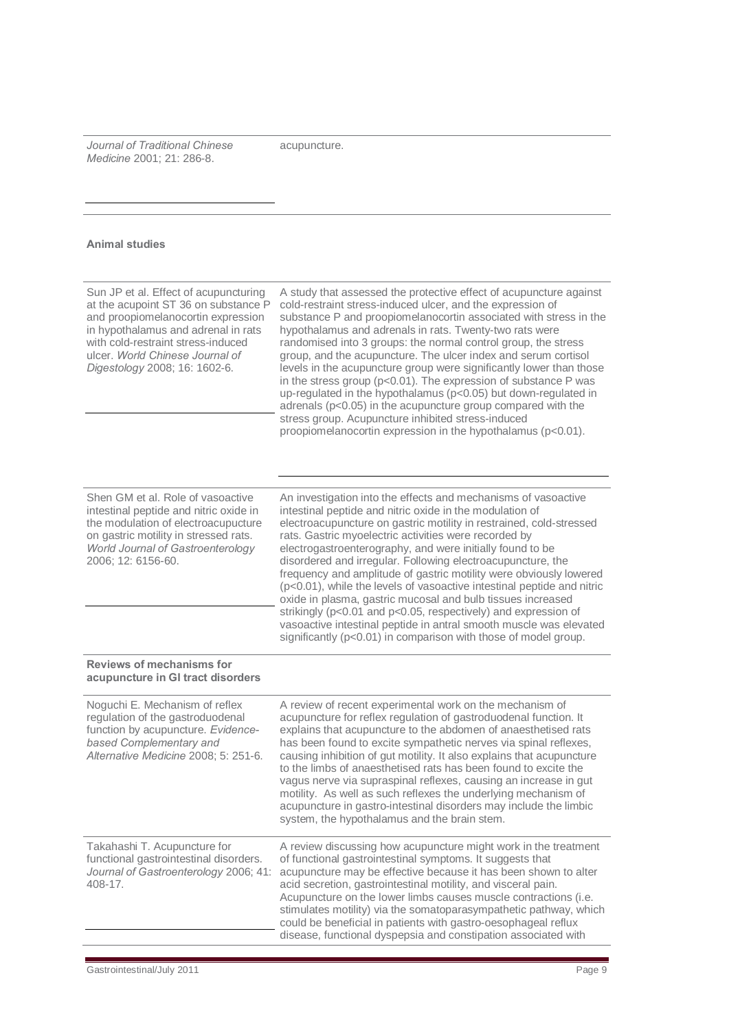| | |
|---|---|
| *Journal of Traditional Chinese Medicine* 2001; 21: 286-8. | acupuncture. |

**Animal studies**

| | |
|---|---|
| Sun JP et al. Effect of acupuncturing at the acupoint ST 36 on substance P and proopiomelanocortin expression in hypothalamus and adrenal in rats with cold-restraint stress-induced ulcer. *World Chinese Journal of Digestology* 2008; 16: 1602-6. | A study that assessed the protective effect of acupuncture against cold-restraint stress-induced ulcer, and the expression of substance P and proopiomelanocortin associated with stress in the hypothalamus and adrenals in rats. Twenty-two rats were randomised into 3 groups: the normal control group, the stress group, and the acupuncture. The ulcer index and serum cortisol levels in the acupuncture group were significantly lower than those in the stress group ($p<0.01$). The expression of substance P was up-regulated in the hypothalamus ($p<0.05$) but down-regulated in adrenals ($p<0.05$) in the acupuncture group compared with the stress group. Acupuncture inhibited stress-induced proopiomelanocortin expression in the hypothalamus ($p<0.01$). |
| Shen GM et al. Role of vasoactive intestinal peptide and nitric oxide in the modulation of electroacupucture on gastric motility in stressed rats. *World Journal of Gastroenterology* 2006; 12: 6156-60. | An investigation into the effects and mechanisms of vasoactive intestinal peptide and nitric oxide in the modulation of electroacupuncture on gastric motility in restrained, cold-stressed rats. Gastric myoelectric activities were recorded by electrogastroenterography, and were initially found to be disordered and irregular. Following electroacupuncture, the frequency and amplitude of gastric motility were obviously lowered ($p<0.01$), while the levels of vasoactive intestinal peptide and nitric oxide in plasma, gastric mucosal and bulb tissues increased strikingly ($p<0.01$ and $p<0.05$, respectively) and expression of vasoactive intestinal peptide in antral smooth muscle was elevated significantly ($p<0.01$) in comparison with those of model group. |

**Reviews of mechanisms for acupuncture in GI tract disorders**

| | |
|---|---|
| Noguchi E. Mechanism of reflex regulation of the gastroduodenal function by acupuncture. *Evidence-based Complementary and Alternative Medicine* 2008; 5: 251-6. | A review of recent experimental work on the mechanism of acupuncture for reflex regulation of gastroduodenal function. It explains that acupuncture to the abdomen of anaesthetised rats has been found to excite sympathetic nerves via spinal reflexes, causing inhibition of gut motility. It also explains that acupuncture to the limbs of anaesthetised rats has been found to excite the vagus nerve via supraspinal reflexes, causing an increase in gut motility. As well as such reflexes the underlying mechanism of acupuncture in gastro-intestinal disorders may include the limbic system, the hypothalamus and the brain stem. |
| Takahashi T. Acupuncture for functional gastrointestinal disorders. *Journal of Gastroenterology* 2006; 41: 408-17. | A review discussing how acupuncture might work in the treatment of functional gastrointestinal symptoms. It suggests that acupuncture may be effective because it has been shown to alter acid secretion, gastrointestinal motility, and visceral pain. Acupuncture on the lower limbs causes muscle contractions (i.e. stimulates motility) via the somatoparasympathetic pathway, which could be beneficial in patients with gastro-oesophageal reflux disease, functional dyspepsia and constipation associated with |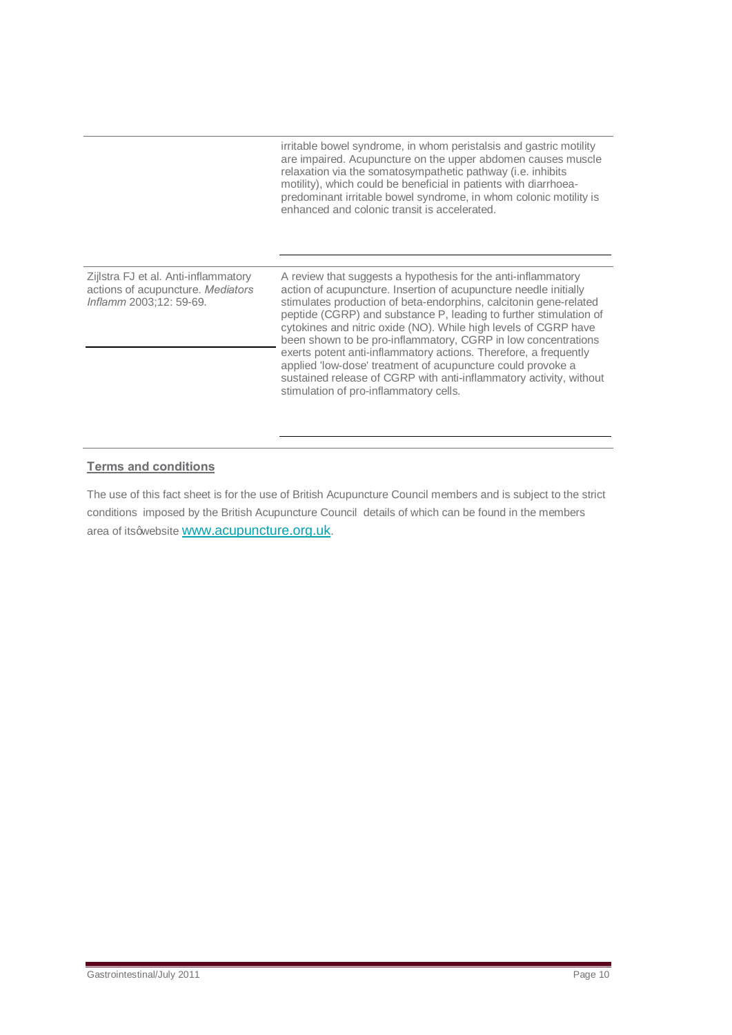| | |
|---|---|
| | irritable bowel syndrome, in whom peristalsis and gastric motility are impaired. Acupuncture on the upper abdomen causes muscle relaxation via the somatosympathetic pathway (i.e. inhibits motility), which could be beneficial in patients with diarrhoea-predominant irritable bowel syndrome, in whom colonic motility is enhanced and colonic transit is accelerated. |
| Zijlstra FJ et al. Anti-inflammatory actions of acupuncture. *Mediators Inflamm* 2003;12: 59-69. | A review that suggests a hypothesis for the anti-inflammatory action of acupuncture. Insertion of acupuncture needle initially stimulates production of beta-endorphins, calcitonin gene-related peptide (CGRP) and substance P, leading to further stimulation of cytokines and nitric oxide (NO). While high levels of CGRP have been shown to be pro-inflammatory, CGRP in low concentrations exerts potent anti-inflammatory actions. Therefore, a frequently applied 'low-dose' treatment of acupuncture could provoke a sustained release of CGRP with anti-inflammatory activity, without stimulation of pro-inflammatory cells. |

## Terms and conditions

The use of this fact sheet is for the use of British Acupuncture Council members and is subject to the strict conditions imposed by the British Acupuncture Council details of which can be found in the members area of its website www.acupuncture.org.uk.